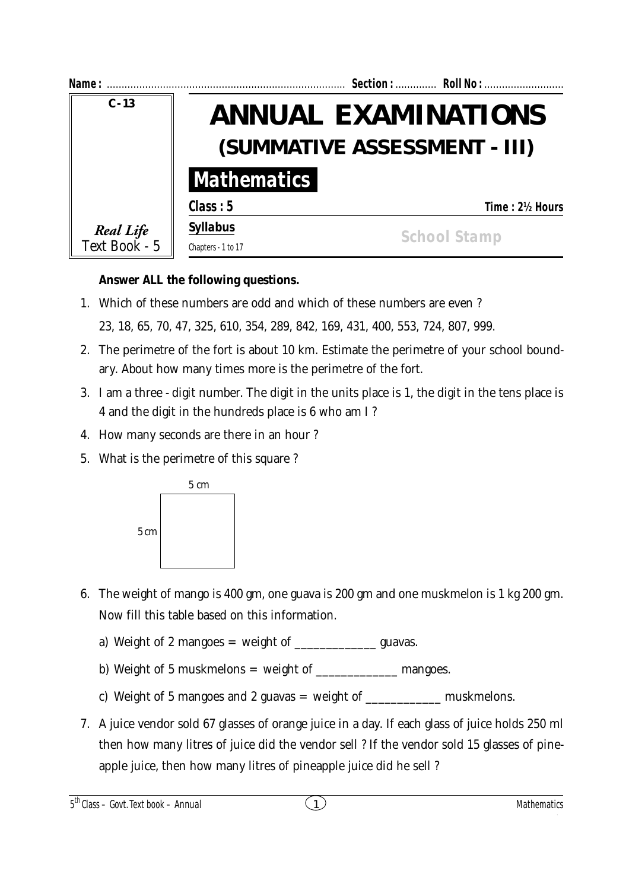**Name :** ................................................................................ **Section :** ............. **Roll No :** ...........................

| C - 13 |
|---|
| *Real Life* Text Book - 5 |

# ANNUAL EXAMINATIONS

## (SUMMATIVE ASSESSMENT - III)

## Mathematics

**Class : 5** **Time : 2½ Hours**

**Syllabus**

Chapters - 1 to 17

School Stamp

**Answer ALL the following questions.**

1. Which of these numbers are odd and which of these numbers are even ?

   23, 18, 65, 70, 47, 325, 610, 354, 289, 842, 169, 431, 400, 553, 724, 807, 999.

2. The perimetre of the fort is about 10 km. Estimate the perimetre of your school boundary. About how many times more is the perimetre of the fort.

3. I am a three - digit number. The digit in the units place is 1, the digit in the tens place is 4 and the digit in the hundreds place is 6 who am I ?

4. How many seconds are there in an hour ?

5. What is the perimetre of this square ?

   5 cm

   5 cm

6. The weight of mango is 400 gm, one guava is 200 gm and one muskmelon is 1 kg 200 gm. Now fill this table based on this information.

   a) Weight of 2 mangoes = weight of _____________ guavas.

   b) Weight of 5 muskmelons = weight of _____________ mangoes.

   c) Weight of 5 mangoes and 2 guavas = weight of ____________ muskmelons.

7. A juice vendor sold 67 glasses of orange juice in a day. If each glass of juice holds 250 ml then how many litres of juice did the vendor sell ? If the vendor sold 15 glasses of pineapple juice, then how many litres of pineapple juice did he sell ?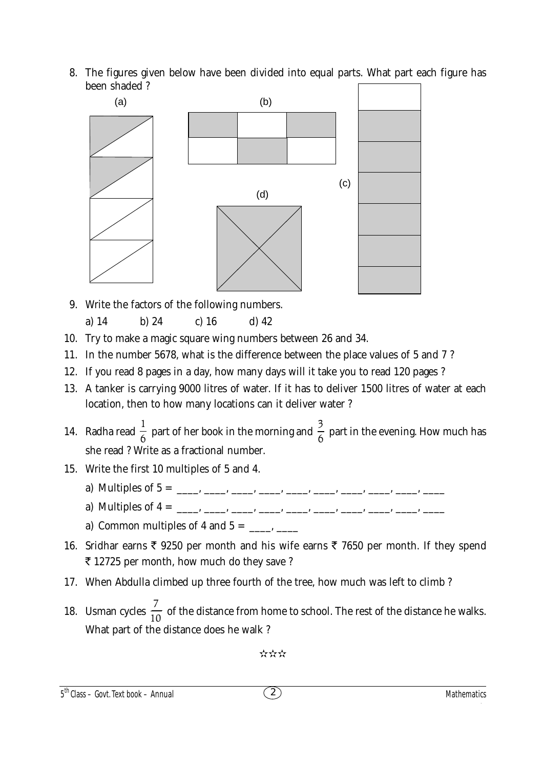8. The figures given below have been divided into equal parts. What part each figure has been shaded ?

(a)

(b)

(c)

(d)

9. Write the factors of the following numbers.

   a) 14 b) 24 c) 16 d) 42

10. Try to make a magic square wing numbers between 26 and 34.

11. In the number 5678, what is the difference between the place values of 5 and 7 ?

12. If you read 8 pages in a day, how many days will it take you to read 120 pages ?

13. A tanker is carrying 9000 litres of water. If it has to deliver 1500 litres of water at each location, then to how many locations can it deliver water ?

14. Radha read $\frac{1}{6}$ part of her book in the morning and $\frac{3}{6}$ part in the evening. How much has she read ? Write as a fractional number.

15. Write the first 10 multiples of 5 and 4.

   a) Multiples of 5 = ____, ____, ____, ____, ____, ____, ____, ____, ____, ____

   a) Multiples of 4 = ____, ____, ____, ____, ____, ____, ____, ____, ____, ____

   a) Common multiples of 4 and 5 = ____, ____

16. Sridhar earns ₹ 9250 per month and his wife earns ₹ 7650 per month. If they spend ₹ 12725 per month, how much do they save ?

17. When Abdulla climbed up three fourth of the tree, how much was left to climb ?

18. Usman cycles $\frac{7}{10}$ of the distance from home to school. The rest of the distance he walks. What part of the distance does he walk ?

☆☆☆